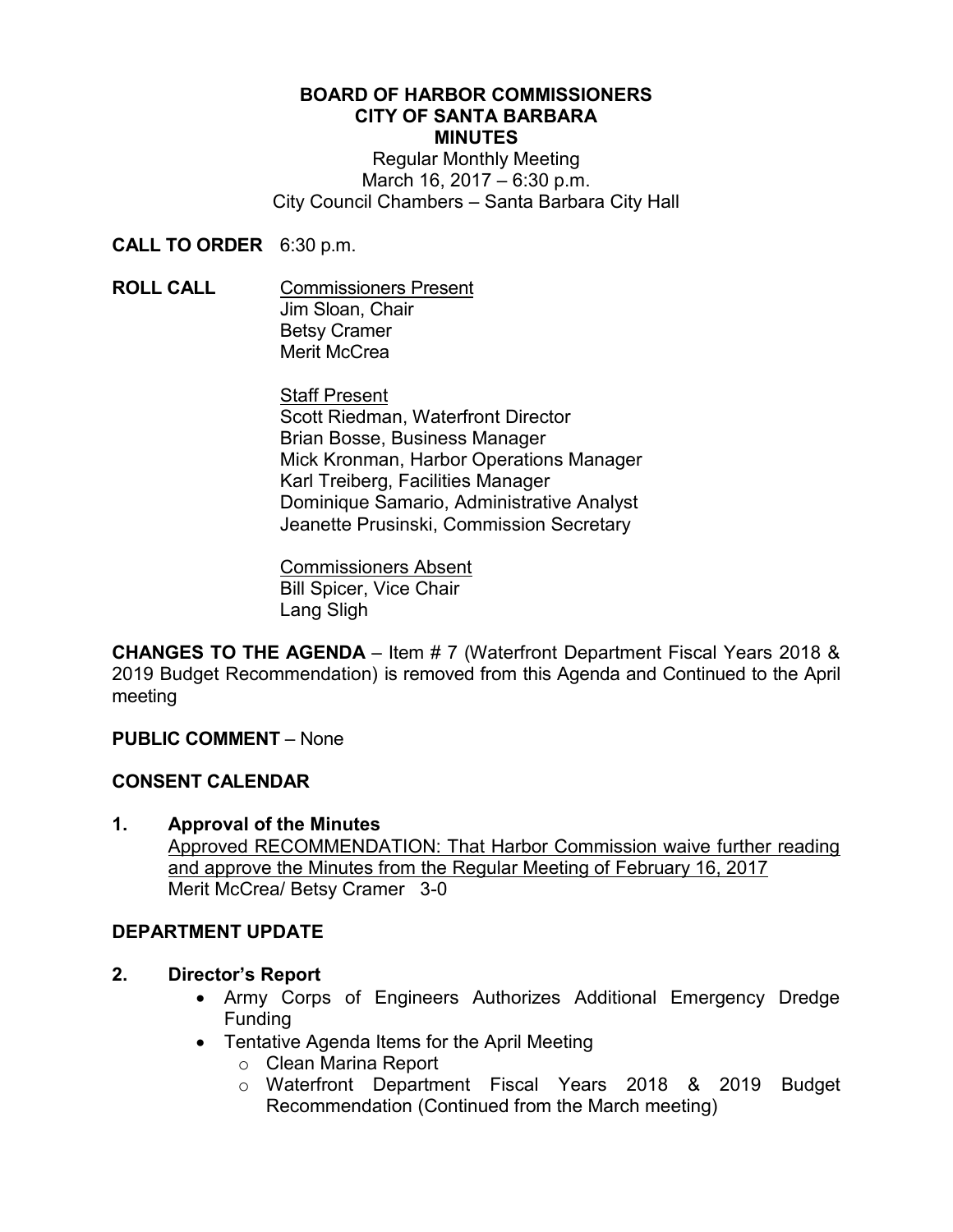**BOARD OF HARBOR COMMISSIONERS**
**CITY OF SANTA BARBARA**
**MINUTES**

Regular Monthly Meeting
March 16, 2017 – 6:30 p.m.
City Council Chambers – Santa Barbara City Hall

**CALL TO ORDER** 6:30 p.m.

**ROLL CALL**

Commissioners Present
Jim Sloan, Chair
Betsy Cramer
Merit McCrea

Staff Present
Scott Riedman, Waterfront Director
Brian Bosse, Business Manager
Mick Kronman, Harbor Operations Manager
Karl Treiberg, Facilities Manager
Dominique Samario, Administrative Analyst
Jeanette Prusinski, Commission Secretary

Commissioners Absent
Bill Spicer, Vice Chair
Lang Sligh

**CHANGES TO THE AGENDA** – Item # 7 (Waterfront Department Fiscal Years 2018 & 2019 Budget Recommendation) is removed from this Agenda and Continued to the April meeting

**PUBLIC COMMENT** – None

**CONSENT CALENDAR**

**1. Approval of the Minutes**

Approved RECOMMENDATION: That Harbor Commission waive further reading and approve the Minutes from the Regular Meeting of February 16, 2017
Merit McCrea/ Betsy Cramer 3-0

**DEPARTMENT UPDATE**

**2. Director's Report**

- Army Corps of Engineers Authorizes Additional Emergency Dredge Funding
- Tentative Agenda Items for the April Meeting
  - Clean Marina Report
  - Waterfront Department Fiscal Years 2018 & 2019 Budget Recommendation (Continued from the March meeting)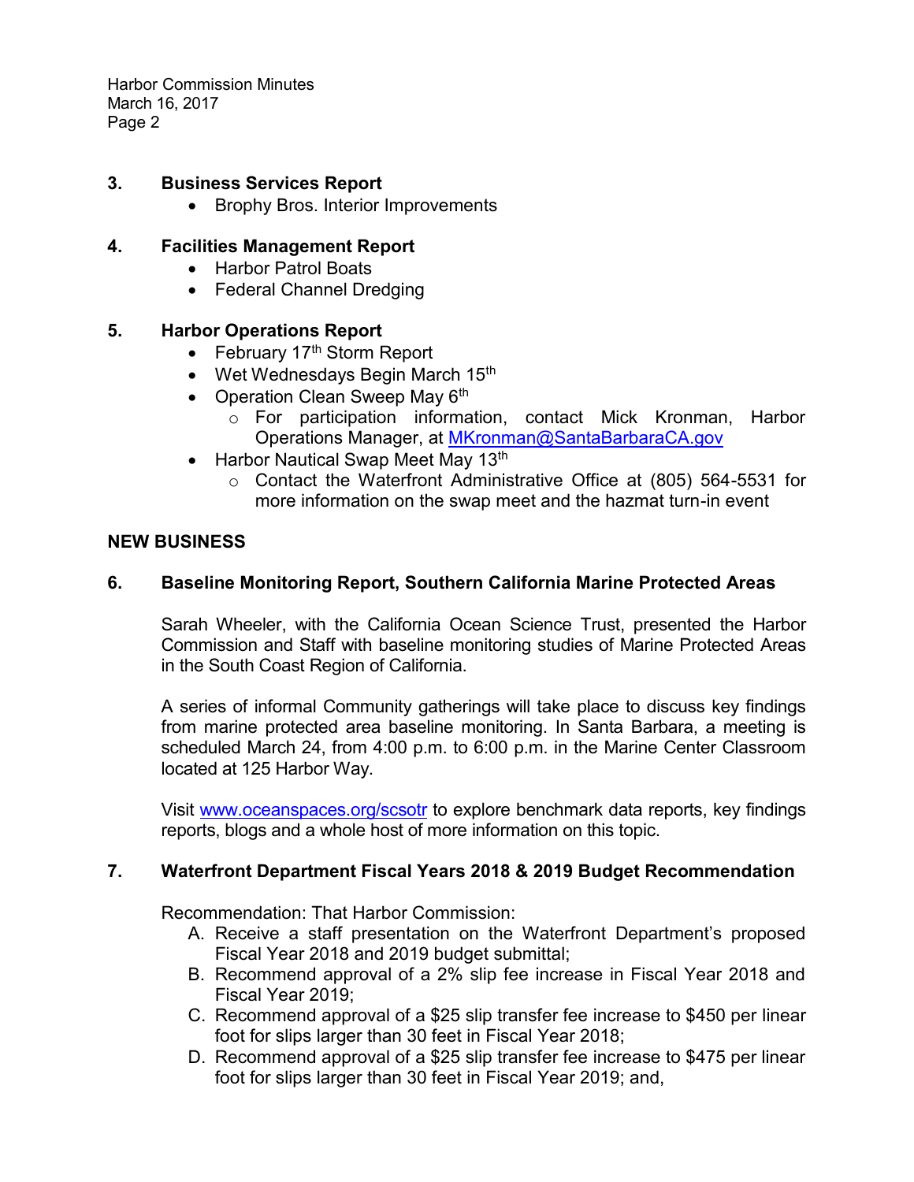**3. Business Services Report**

- Brophy Bros. Interior Improvements

**4. Facilities Management Report**

- Harbor Patrol Boats
- Federal Channel Dredging

**5. Harbor Operations Report**

- February 17th Storm Report
- Wet Wednesdays Begin March 15th
- Operation Clean Sweep May 6th
  - For participation information, contact Mick Kronman, Harbor Operations Manager, at [MKronman@SantaBarbaraCA.gov](mailto:MKronman@SantaBarbaraCA.gov)
- Harbor Nautical Swap Meet May 13th
  - Contact the Waterfront Administrative Office at (805) 564-5531 for more information on the swap meet and the hazmat turn-in event

## NEW BUSINESS

**6. Baseline Monitoring Report, Southern California Marine Protected Areas**

Sarah Wheeler, with the California Ocean Science Trust, presented the Harbor Commission and Staff with baseline monitoring studies of Marine Protected Areas in the South Coast Region of California.

A series of informal Community gatherings will take place to discuss key findings from marine protected area baseline monitoring. In Santa Barbara, a meeting is scheduled March 24, from 4:00 p.m. to 6:00 p.m. in the Marine Center Classroom located at 125 Harbor Way.

Visit [www.oceanspaces.org/scsotr](http://www.oceanspaces.org/scsotr) to explore benchmark data reports, key findings reports, blogs and a whole host of more information on this topic.

**7. Waterfront Department Fiscal Years 2018 & 2019 Budget Recommendation**

Recommendation: That Harbor Commission:

A. Receive a staff presentation on the Waterfront Department's proposed Fiscal Year 2018 and 2019 budget submittal;

B. Recommend approval of a 2% slip fee increase in Fiscal Year 2018 and Fiscal Year 2019;

C. Recommend approval of a $25 slip transfer fee increase to $450 per linear foot for slips larger than 30 feet in Fiscal Year 2018;

D. Recommend approval of a $25 slip transfer fee increase to $475 per linear foot for slips larger than 30 feet in Fiscal Year 2019; and,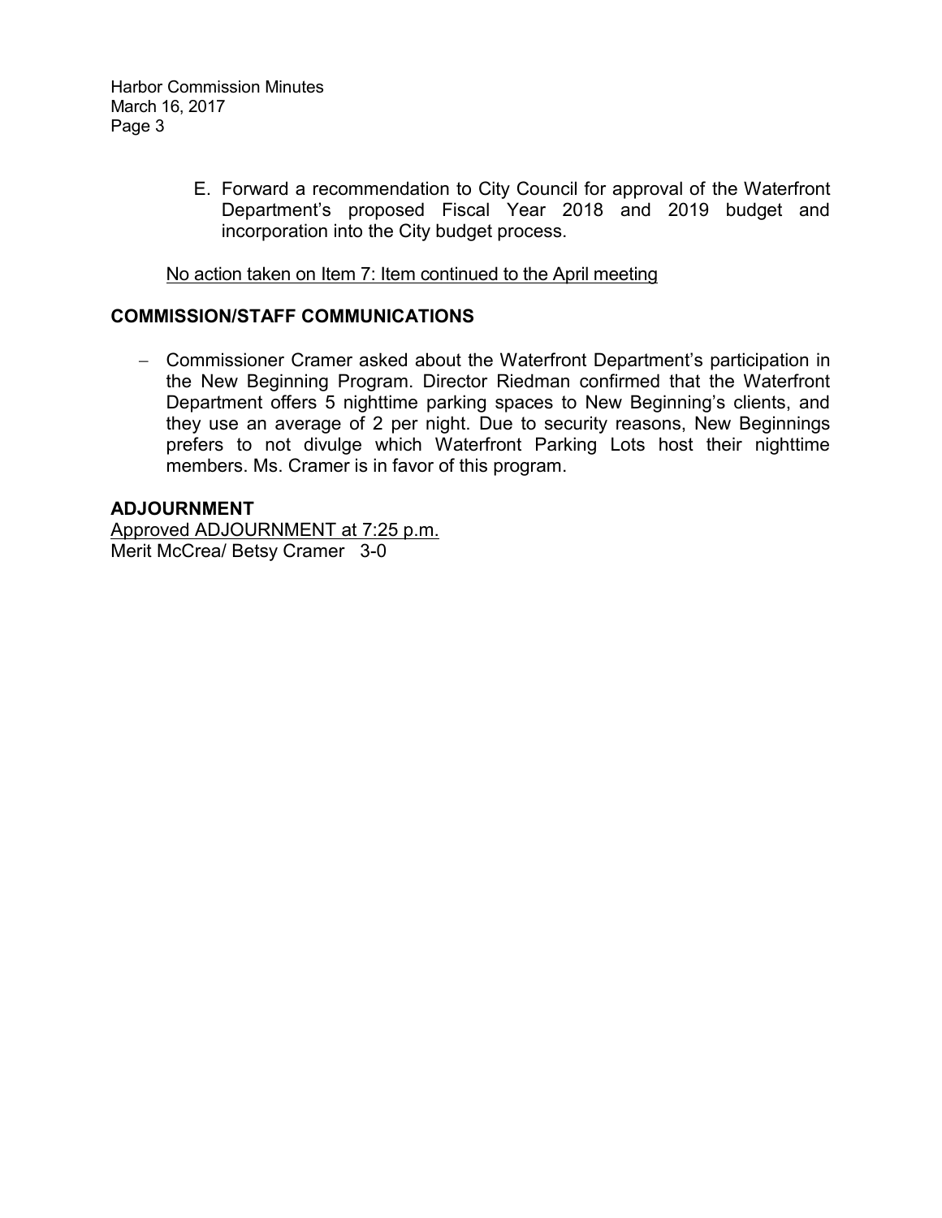E. Forward a recommendation to City Council for approval of the Waterfront Department's proposed Fiscal Year 2018 and 2019 budget and incorporation into the City budget process.

<u>No action taken on Item 7: Item continued to the April meeting</u>

**COMMISSION/STAFF COMMUNICATIONS**

- Commissioner Cramer asked about the Waterfront Department's participation in the New Beginning Program. Director Riedman confirmed that the Waterfront Department offers 5 nighttime parking spaces to New Beginning's clients, and they use an average of 2 per night. Due to security reasons, New Beginnings prefers to not divulge which Waterfront Parking Lots host their nighttime members. Ms. Cramer is in favor of this program.

**ADJOURNMENT**

<u>Approved ADJOURNMENT at 7:25 p.m.</u>
Merit McCrea/ Betsy Cramer 3-0